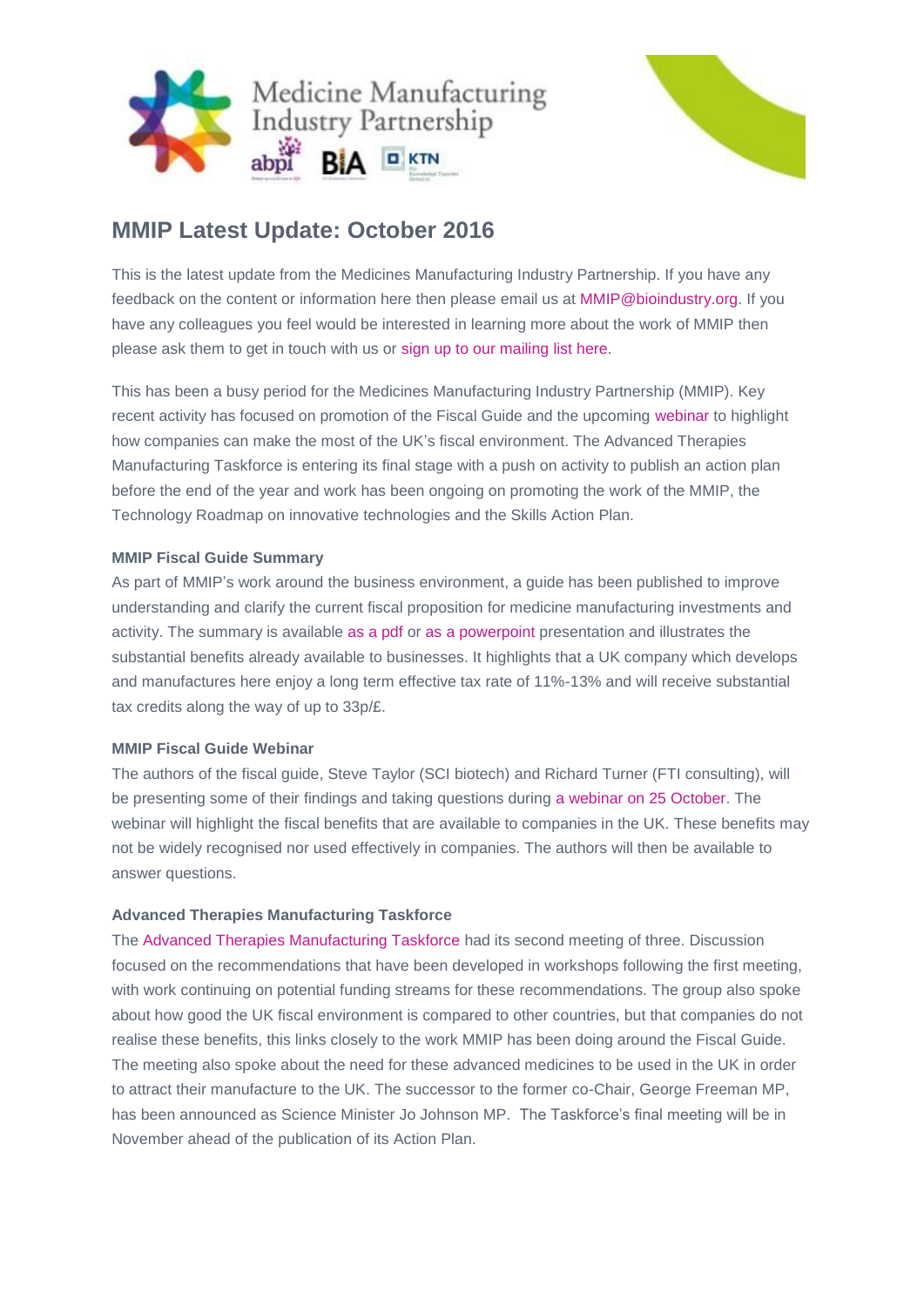Medicine Manufacturing Industry Partnership

# MMIP Latest Update: October 2016

This is the latest update from the Medicines Manufacturing Industry Partnership. If you have any feedback on the content or information here then please email us at MMIP@bioindustry.org. If you have any colleagues you feel would be interested in learning more about the work of MMIP then please ask them to get in touch with us or sign up to our mailing list here.

This has been a busy period for the Medicines Manufacturing Industry Partnership (MMIP). Key recent activity has focused on promotion of the Fiscal Guide and the upcoming webinar to highlight how companies can make the most of the UK's fiscal environment. The Advanced Therapies Manufacturing Taskforce is entering its final stage with a push on activity to publish an action plan before the end of the year and work has been ongoing on promoting the work of the MMIP, the Technology Roadmap on innovative technologies and the Skills Action Plan.

**MMIP Fiscal Guide Summary**

As part of MMIP's work around the business environment, a guide has been published to improve understanding and clarify the current fiscal proposition for medicine manufacturing investments and activity. The summary is available as a pdf or as a powerpoint presentation and illustrates the substantial benefits already available to businesses. It highlights that a UK company which develops and manufactures here enjoy a long term effective tax rate of 11%-13% and will receive substantial tax credits along the way of up to 33p/£.

**MMIP Fiscal Guide Webinar**

The authors of the fiscal guide, Steve Taylor (SCI biotech) and Richard Turner (FTI consulting), will be presenting some of their findings and taking questions during a webinar on 25 October. The webinar will highlight the fiscal benefits that are available to companies in the UK. These benefits may not be widely recognised nor used effectively in companies. The authors will then be available to answer questions.

**Advanced Therapies Manufacturing Taskforce**

The Advanced Therapies Manufacturing Taskforce had its second meeting of three. Discussion focused on the recommendations that have been developed in workshops following the first meeting, with work continuing on potential funding streams for these recommendations. The group also spoke about how good the UK fiscal environment is compared to other countries, but that companies do not realise these benefits, this links closely to the work MMIP has been doing around the Fiscal Guide. The meeting also spoke about the need for these advanced medicines to be used in the UK in order to attract their manufacture to the UK. The successor to the former co-Chair, George Freeman MP, has been announced as Science Minister Jo Johnson MP. The Taskforce's final meeting will be in November ahead of the publication of its Action Plan.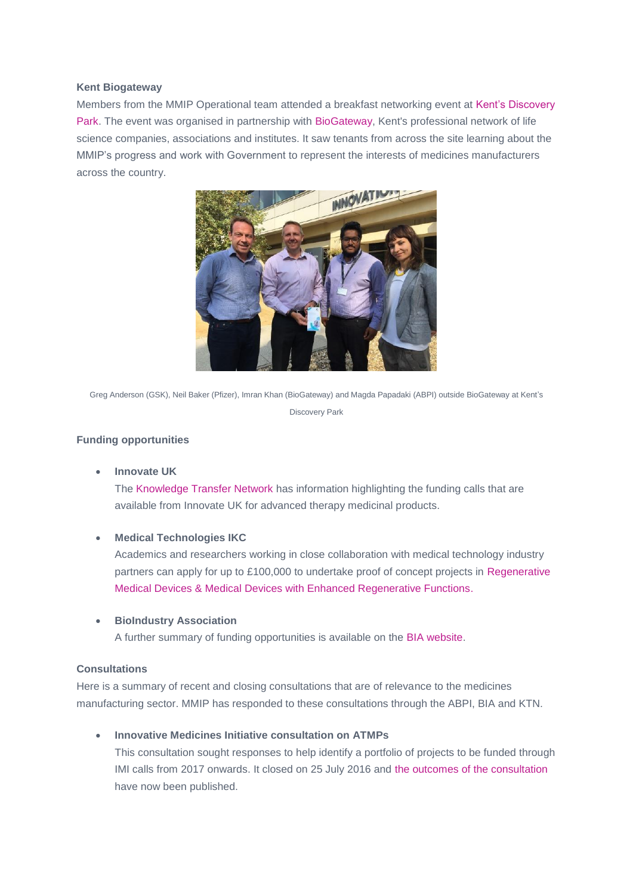**Kent Biogateway**

Members from the MMIP Operational team attended a breakfast networking event at Kent's Discovery Park. The event was organised in partnership with BioGateway, Kent's professional network of life science companies, associations and institutes. It saw tenants from across the site learning about the MMIP's progress and work with Government to represent the interests of medicines manufacturers across the country.

Greg Anderson (GSK), Neil Baker (Pfizer), Imran Khan (BioGateway) and Magda Papadaki (ABPI) outside BioGateway at Kent's Discovery Park

**Funding opportunities**

- **Innovate UK**
  The Knowledge Transfer Network has information highlighting the funding calls that are available from Innovate UK for advanced therapy medicinal products.

- **Medical Technologies IKC**
  Academics and researchers working in close collaboration with medical technology industry partners can apply for up to £100,000 to undertake proof of concept projects in Regenerative Medical Devices & Medical Devices with Enhanced Regenerative Functions.

- **BioIndustry Association**
  A further summary of funding opportunities is available on the BIA website.

**Consultations**

Here is a summary of recent and closing consultations that are of relevance to the medicines manufacturing sector. MMIP has responded to these consultations through the ABPI, BIA and KTN.

- **Innovative Medicines Initiative consultation on ATMPs**
  This consultation sought responses to help identify a portfolio of projects to be funded through IMI calls from 2017 onwards. It closed on 25 July 2016 and the outcomes of the consultation have now been published.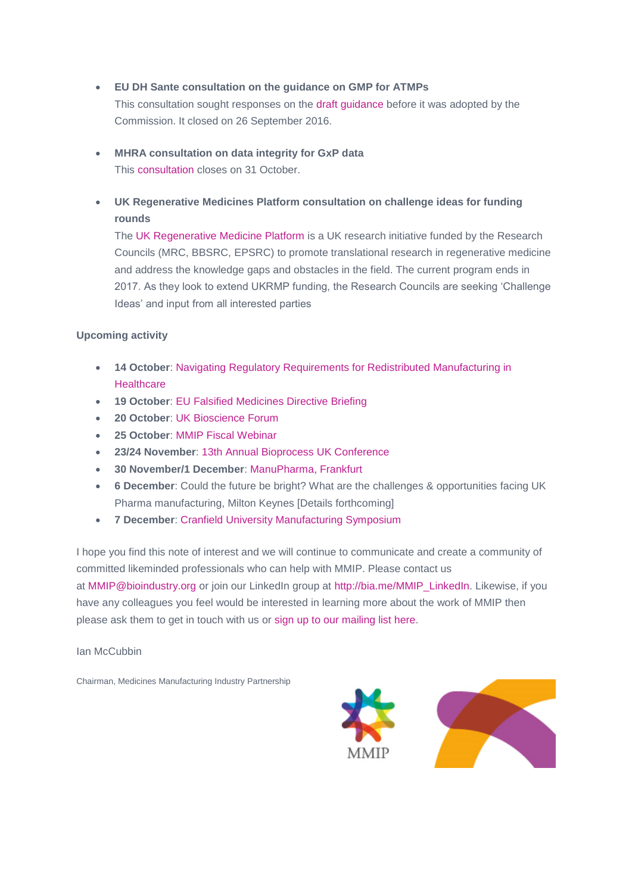- **EU DH Sante consultation on the guidance on GMP for ATMPs**
  This consultation sought responses on the draft guidance before it was adopted by the Commission. It closed on 26 September 2016.

- **MHRA consultation on data integrity for GxP data**
  This consultation closes on 31 October.

- **UK Regenerative Medicines Platform consultation on challenge ideas for funding rounds**
  The UK Regenerative Medicine Platform is a UK research initiative funded by the Research Councils (MRC, BBSRC, EPSRC) to promote translational research in regenerative medicine and address the knowledge gaps and obstacles in the field. The current program ends in 2017. As they look to extend UKRMP funding, the Research Councils are seeking 'Challenge Ideas' and input from all interested parties

**Upcoming activity**

- **14 October**: Navigating Regulatory Requirements for Redistributed Manufacturing in Healthcare
- **19 October**: EU Falsified Medicines Directive Briefing
- **20 October**: UK Bioscience Forum
- **25 October**: MMIP Fiscal Webinar
- **23/24 November**: 13th Annual Bioprocess UK Conference
- **30 November/1 December**: ManuPharma, Frankfurt
- **6 December**: Could the future be bright? What are the challenges & opportunities facing UK Pharma manufacturing, Milton Keynes [Details forthcoming]
- **7 December**: Cranfield University Manufacturing Symposium

I hope you find this note of interest and we will continue to communicate and create a community of committed likeminded professionals who can help with MMIP. Please contact us at MMIP@bioindustry.org or join our LinkedIn group at http://bia.me/MMIP_LinkedIn. Likewise, if you have any colleagues you feel would be interested in learning more about the work of MMIP then please ask them to get in touch with us or sign up to our mailing list here.

Ian McCubbin

Chairman, Medicines Manufacturing Industry Partnership

MMIP